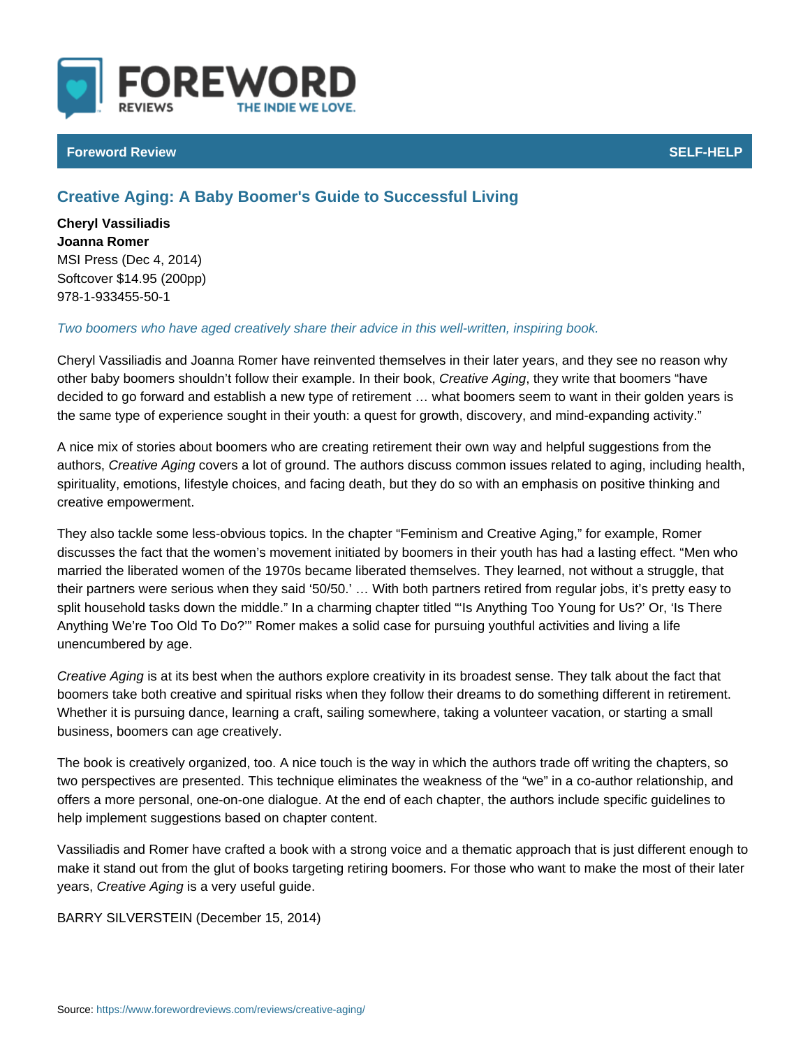Foreword Review | SELF-HELP

# Creative Aging: A Baby Boomer's Guide to Successful Living

**Cheryl Vassiliadis**
**Joanna Romer**
MSI Press (Dec 4, 2014)
Softcover $14.95 (200pp)
978-1-933455-50-1

*Two boomers who have aged creatively share their advice in this well-written, inspiring book.*

Cheryl Vassiliadis and Joanna Romer have reinvented themselves in their later years, and they see no reason why other baby boomers shouldn't follow their example. In their book, *Creative Aging*, they write that boomers "have decided to go forward and establish a new type of retirement … what boomers seem to want in their golden years is the same type of experience sought in their youth: a quest for growth, discovery, and mind-expanding activity."

A nice mix of stories about boomers who are creating retirement their own way and helpful suggestions from the authors, *Creative Aging* covers a lot of ground. The authors discuss common issues related to aging, including health, spirituality, emotions, lifestyle choices, and facing death, but they do so with an emphasis on positive thinking and creative empowerment.

They also tackle some less-obvious topics. In the chapter "Feminism and Creative Aging," for example, Romer discusses the fact that the women's movement initiated by boomers in their youth has had a lasting effect. "Men who married the liberated women of the 1970s became liberated themselves. They learned, not without a struggle, that their partners were serious when they said '50/50.' … With both partners retired from regular jobs, it's pretty easy to split household tasks down the middle." In a charming chapter titled "'Is Anything Too Young for Us?' Or, 'Is There Anything We're Too Old To Do?'" Romer makes a solid case for pursuing youthful activities and living a life unencumbered by age.

*Creative Aging* is at its best when the authors explore creativity in its broadest sense. They talk about the fact that boomers take both creative and spiritual risks when they follow their dreams to do something different in retirement. Whether it is pursuing dance, learning a craft, sailing somewhere, taking a volunteer vacation, or starting a small business, boomers can age creatively.

The book is creatively organized, too. A nice touch is the way in which the authors trade off writing the chapters, so two perspectives are presented. This technique eliminates the weakness of the "we" in a co-author relationship, and offers a more personal, one-on-one dialogue. At the end of each chapter, the authors include specific guidelines to help implement suggestions based on chapter content.

Vassiliadis and Romer have crafted a book with a strong voice and a thematic approach that is just different enough to make it stand out from the glut of books targeting retiring boomers. For those who want to make the most of their later years, *Creative Aging* is a very useful guide.

BARRY SILVERSTEIN (December 15, 2014)

Source: https://www.forewordreviews.com/reviews/creative-aging/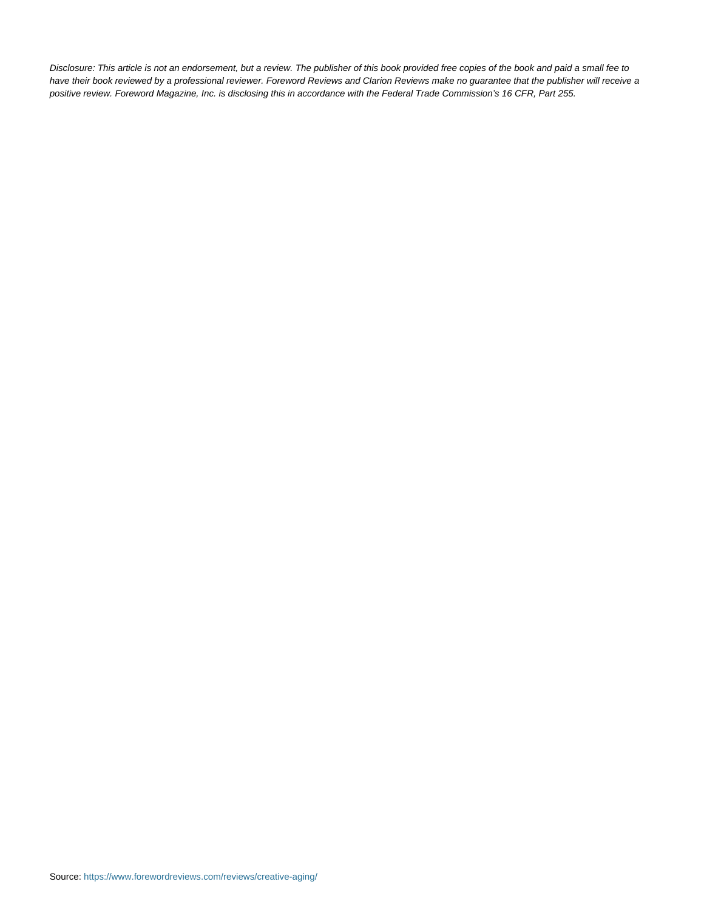*Disclosure: This article is not an endorsement, but a review. The publisher of this book provided free copies of the book and paid a small fee to have their book reviewed by a professional reviewer. Foreword Reviews and Clarion Reviews make no guarantee that the publisher will receive a positive review. Foreword Magazine, Inc. is disclosing this in accordance with the Federal Trade Commission's 16 CFR, Part 255.*

Source: https://www.forewordreviews.com/reviews/creative-aging/